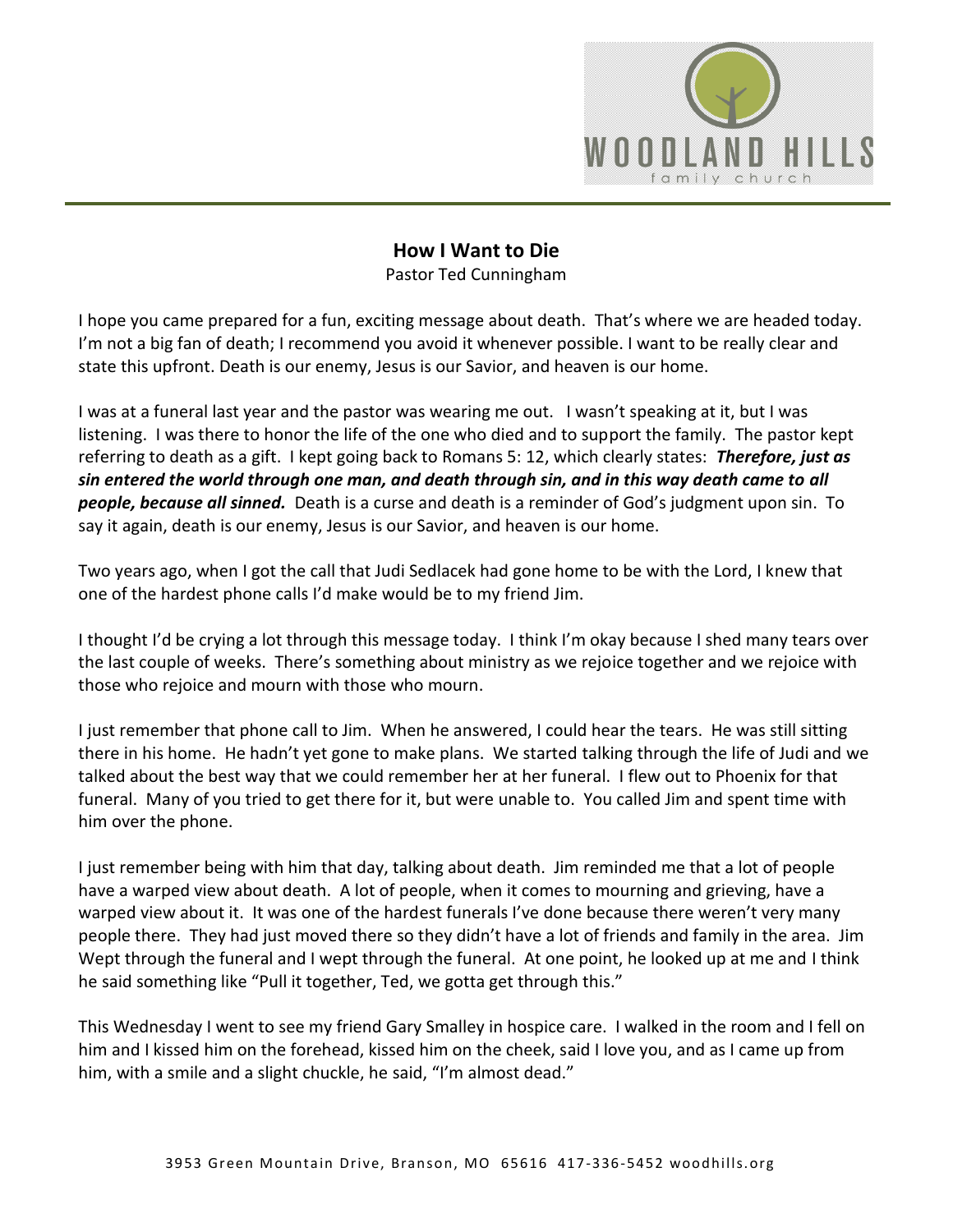# How I Want to Die

Pastor Ted Cunningham

I hope you came prepared for a fun, exciting message about death. That's where we are headed today. I'm not a big fan of death; I recommend you avoid it whenever possible. I want to be really clear and state this upfront. Death is our enemy, Jesus is our Savior, and heaven is our home.

I was at a funeral last year and the pastor was wearing me out. I wasn't speaking at it, but I was listening. I was there to honor the life of the one who died and to support the family. The pastor kept referring to death as a gift. I kept going back to Romans 5: 12, which clearly states: ***Therefore, just as sin entered the world through one man, and death through sin, and in this way death came to all people, because all sinned.*** Death is a curse and death is a reminder of God's judgment upon sin. To say it again, death is our enemy, Jesus is our Savior, and heaven is our home.

Two years ago, when I got the call that Judi Sedlacek had gone home to be with the Lord, I knew that one of the hardest phone calls I'd make would be to my friend Jim.

I thought I'd be crying a lot through this message today. I think I'm okay because I shed many tears over the last couple of weeks. There's something about ministry as we rejoice together and we rejoice with those who rejoice and mourn with those who mourn.

I just remember that phone call to Jim. When he answered, I could hear the tears. He was still sitting there in his home. He hadn't yet gone to make plans. We started talking through the life of Judi and we talked about the best way that we could remember her at her funeral. I flew out to Phoenix for that funeral. Many of you tried to get there for it, but were unable to. You called Jim and spent time with him over the phone.

I just remember being with him that day, talking about death. Jim reminded me that a lot of people have a warped view about death. A lot of people, when it comes to mourning and grieving, have a warped view about it. It was one of the hardest funerals I've done because there weren't very many people there. They had just moved there so they didn't have a lot of friends and family in the area. Jim Wept through the funeral and I wept through the funeral. At one point, he looked up at me and I think he said something like "Pull it together, Ted, we gotta get through this."

This Wednesday I went to see my friend Gary Smalley in hospice care. I walked in the room and I fell on him and I kissed him on the forehead, kissed him on the cheek, said I love you, and as I came up from him, with a smile and a slight chuckle, he said, "I'm almost dead."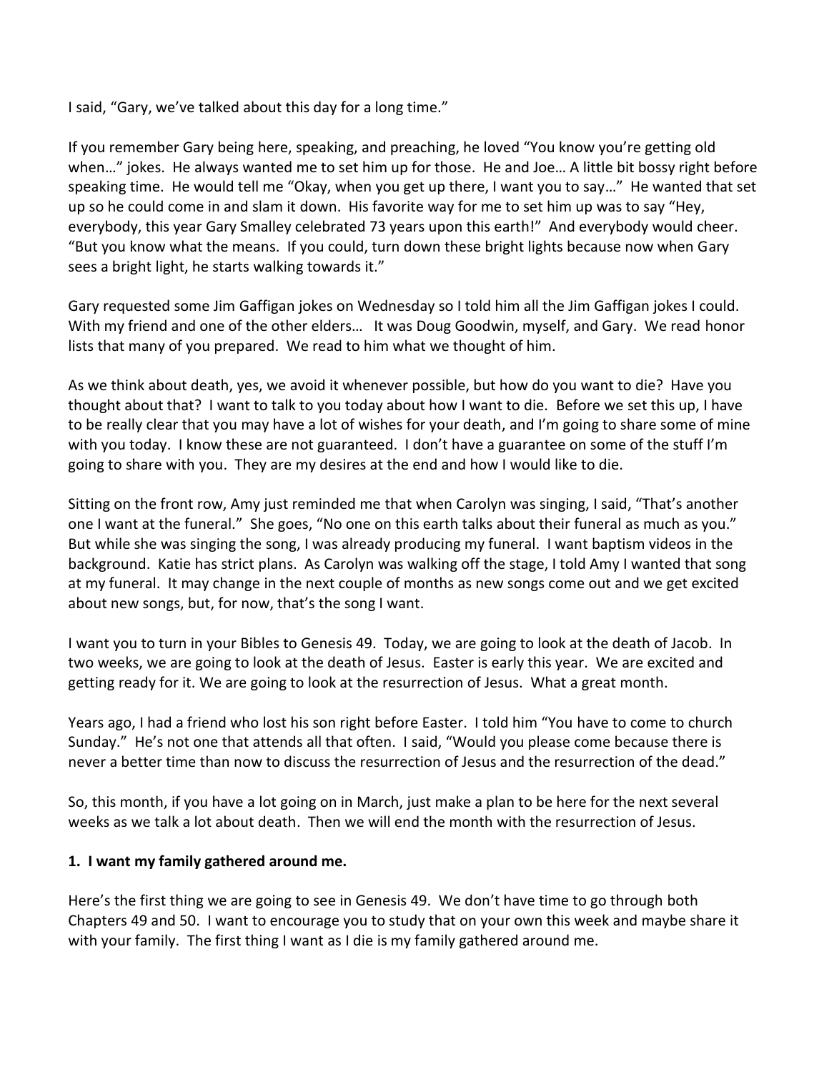I said, “Gary, we’ve talked about this day for a long time.”

If you remember Gary being here, speaking, and preaching, he loved “You know you’re getting old when…” jokes. He always wanted me to set him up for those. He and Joe… A little bit bossy right before speaking time. He would tell me “Okay, when you get up there, I want you to say…” He wanted that set up so he could come in and slam it down. His favorite way for me to set him up was to say “Hey, everybody, this year Gary Smalley celebrated 73 years upon this earth!” And everybody would cheer. “But you know what the means. If you could, turn down these bright lights because now when Gary sees a bright light, he starts walking towards it.”

Gary requested some Jim Gaffigan jokes on Wednesday so I told him all the Jim Gaffigan jokes I could. With my friend and one of the other elders… It was Doug Goodwin, myself, and Gary. We read honor lists that many of you prepared. We read to him what we thought of him.

As we think about death, yes, we avoid it whenever possible, but how do you want to die? Have you thought about that? I want to talk to you today about how I want to die. Before we set this up, I have to be really clear that you may have a lot of wishes for your death, and I’m going to share some of mine with you today. I know these are not guaranteed. I don’t have a guarantee on some of the stuff I’m going to share with you. They are my desires at the end and how I would like to die.

Sitting on the front row, Amy just reminded me that when Carolyn was singing, I said, “That’s another one I want at the funeral.” She goes, “No one on this earth talks about their funeral as much as you.” But while she was singing the song, I was already producing my funeral. I want baptism videos in the background. Katie has strict plans. As Carolyn was walking off the stage, I told Amy I wanted that song at my funeral. It may change in the next couple of months as new songs come out and we get excited about new songs, but, for now, that’s the song I want.

I want you to turn in your Bibles to Genesis 49. Today, we are going to look at the death of Jacob. In two weeks, we are going to look at the death of Jesus. Easter is early this year. We are excited and getting ready for it. We are going to look at the resurrection of Jesus. What a great month.

Years ago, I had a friend who lost his son right before Easter. I told him “You have to come to church Sunday.” He’s not one that attends all that often. I said, “Would you please come because there is never a better time than now to discuss the resurrection of Jesus and the resurrection of the dead.”

So, this month, if you have a lot going on in March, just make a plan to be here for the next several weeks as we talk a lot about death. Then we will end the month with the resurrection of Jesus.

**1. I want my family gathered around me.**

Here’s the first thing we are going to see in Genesis 49. We don’t have time to go through both Chapters 49 and 50. I want to encourage you to study that on your own this week and maybe share it with your family. The first thing I want as I die is my family gathered around me.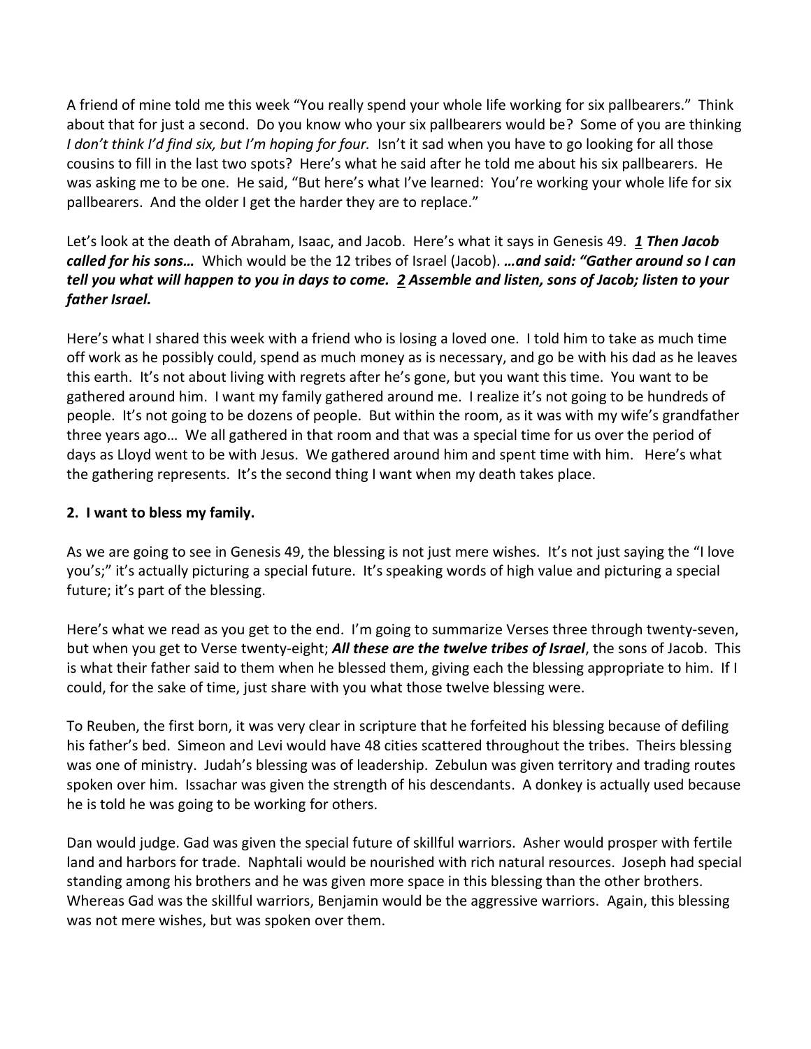A friend of mine told me this week "You really spend your whole life working for six pallbearers." Think about that for just a second. Do you know who your six pallbearers would be? Some of you are thinking *I don't think I'd find six, but I'm hoping for four.* Isn't it sad when you have to go looking for all those cousins to fill in the last two spots? Here's what he said after he told me about his six pallbearers. He was asking me to be one. He said, "But here's what I've learned: You're working your whole life for six pallbearers. And the older I get the harder they are to replace."

Let's look at the death of Abraham, Isaac, and Jacob. Here's what it says in Genesis 49. ***1 Then Jacob called for his sons…*** Which would be the 12 tribes of Israel (Jacob). ***…and said: "Gather around so I can tell you what will happen to you in days to come. 2 Assemble and listen, sons of Jacob; listen to your father Israel.***

Here's what I shared this week with a friend who is losing a loved one. I told him to take as much time off work as he possibly could, spend as much money as is necessary, and go be with his dad as he leaves this earth. It's not about living with regrets after he's gone, but you want this time. You want to be gathered around him. I want my family gathered around me. I realize it's not going to be hundreds of people. It's not going to be dozens of people. But within the room, as it was with my wife's grandfather three years ago… We all gathered in that room and that was a special time for us over the period of days as Lloyd went to be with Jesus. We gathered around him and spent time with him. Here's what the gathering represents. It's the second thing I want when my death takes place.

**2. I want to bless my family.**

As we are going to see in Genesis 49, the blessing is not just mere wishes. It's not just saying the "I love you's;" it's actually picturing a special future. It's speaking words of high value and picturing a special future; it's part of the blessing.

Here's what we read as you get to the end. I'm going to summarize Verses three through twenty-seven, but when you get to Verse twenty-eight; ***All these are the twelve tribes of Israel***, the sons of Jacob. This is what their father said to them when he blessed them, giving each the blessing appropriate to him. If I could, for the sake of time, just share with you what those twelve blessing were.

To Reuben, the first born, it was very clear in scripture that he forfeited his blessing because of defiling his father's bed. Simeon and Levi would have 48 cities scattered throughout the tribes. Theirs blessing was one of ministry. Judah's blessing was of leadership. Zebulun was given territory and trading routes spoken over him. Issachar was given the strength of his descendants. A donkey is actually used because he is told he was going to be working for others.

Dan would judge. Gad was given the special future of skillful warriors. Asher would prosper with fertile land and harbors for trade. Naphtali would be nourished with rich natural resources. Joseph had special standing among his brothers and he was given more space in this blessing than the other brothers. Whereas Gad was the skillful warriors, Benjamin would be the aggressive warriors. Again, this blessing was not mere wishes, but was spoken over them.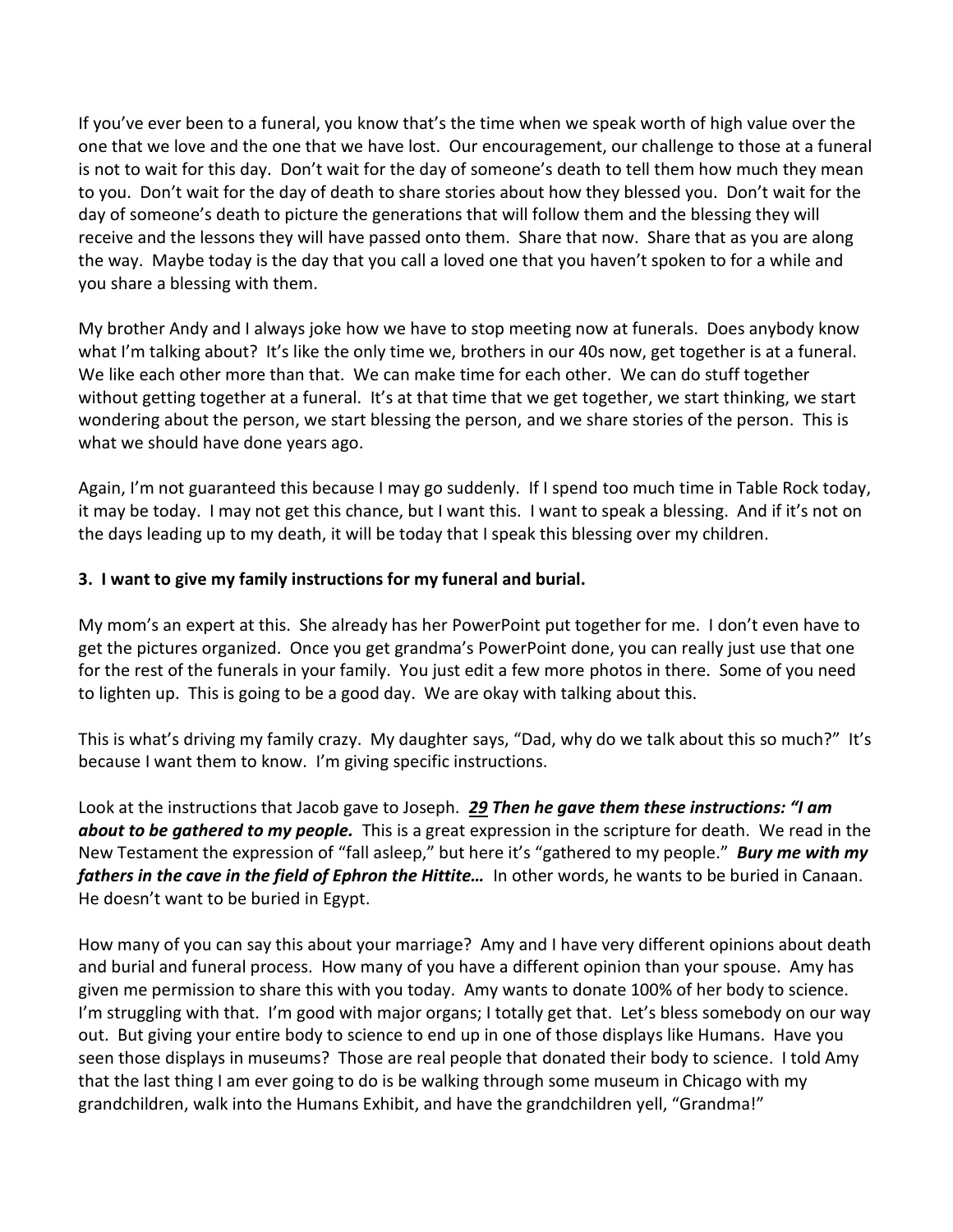If you've ever been to a funeral, you know that's the time when we speak worth of high value over the one that we love and the one that we have lost. Our encouragement, our challenge to those at a funeral is not to wait for this day. Don't wait for the day of someone's death to tell them how much they mean to you. Don't wait for the day of death to share stories about how they blessed you. Don't wait for the day of someone's death to picture the generations that will follow them and the blessing they will receive and the lessons they will have passed onto them. Share that now. Share that as you are along the way. Maybe today is the day that you call a loved one that you haven't spoken to for a while and you share a blessing with them.

My brother Andy and I always joke how we have to stop meeting now at funerals. Does anybody know what I'm talking about? It's like the only time we, brothers in our 40s now, get together is at a funeral. We like each other more than that. We can make time for each other. We can do stuff together without getting together at a funeral. It's at that time that we get together, we start thinking, we start wondering about the person, we start blessing the person, and we share stories of the person. This is what we should have done years ago.

Again, I'm not guaranteed this because I may go suddenly. If I spend too much time in Table Rock today, it may be today. I may not get this chance, but I want this. I want to speak a blessing. And if it's not on the days leading up to my death, it will be today that I speak this blessing over my children.

**3. I want to give my family instructions for my funeral and burial.**

My mom's an expert at this. She already has her PowerPoint put together for me. I don't even have to get the pictures organized. Once you get grandma's PowerPoint done, you can really just use that one for the rest of the funerals in your family. You just edit a few more photos in there. Some of you need to lighten up. This is going to be a good day. We are okay with talking about this.

This is what's driving my family crazy. My daughter says, "Dad, why do we talk about this so much?" It's because I want them to know. I'm giving specific instructions.

Look at the instructions that Jacob gave to Joseph. ***29 Then he gave them these instructions: "I am about to be gathered to my people.*** This is a great expression in the scripture for death. We read in the New Testament the expression of "fall asleep," but here it's "gathered to my people." ***Bury me with my fathers in the cave in the field of Ephron the Hittite…*** In other words, he wants to be buried in Canaan. He doesn't want to be buried in Egypt.

How many of you can say this about your marriage? Amy and I have very different opinions about death and burial and funeral process. How many of you have a different opinion than your spouse. Amy has given me permission to share this with you today. Amy wants to donate 100% of her body to science. I'm struggling with that. I'm good with major organs; I totally get that. Let's bless somebody on our way out. But giving your entire body to science to end up in one of those displays like Humans. Have you seen those displays in museums? Those are real people that donated their body to science. I told Amy that the last thing I am ever going to do is be walking through some museum in Chicago with my grandchildren, walk into the Humans Exhibit, and have the grandchildren yell, "Grandma!"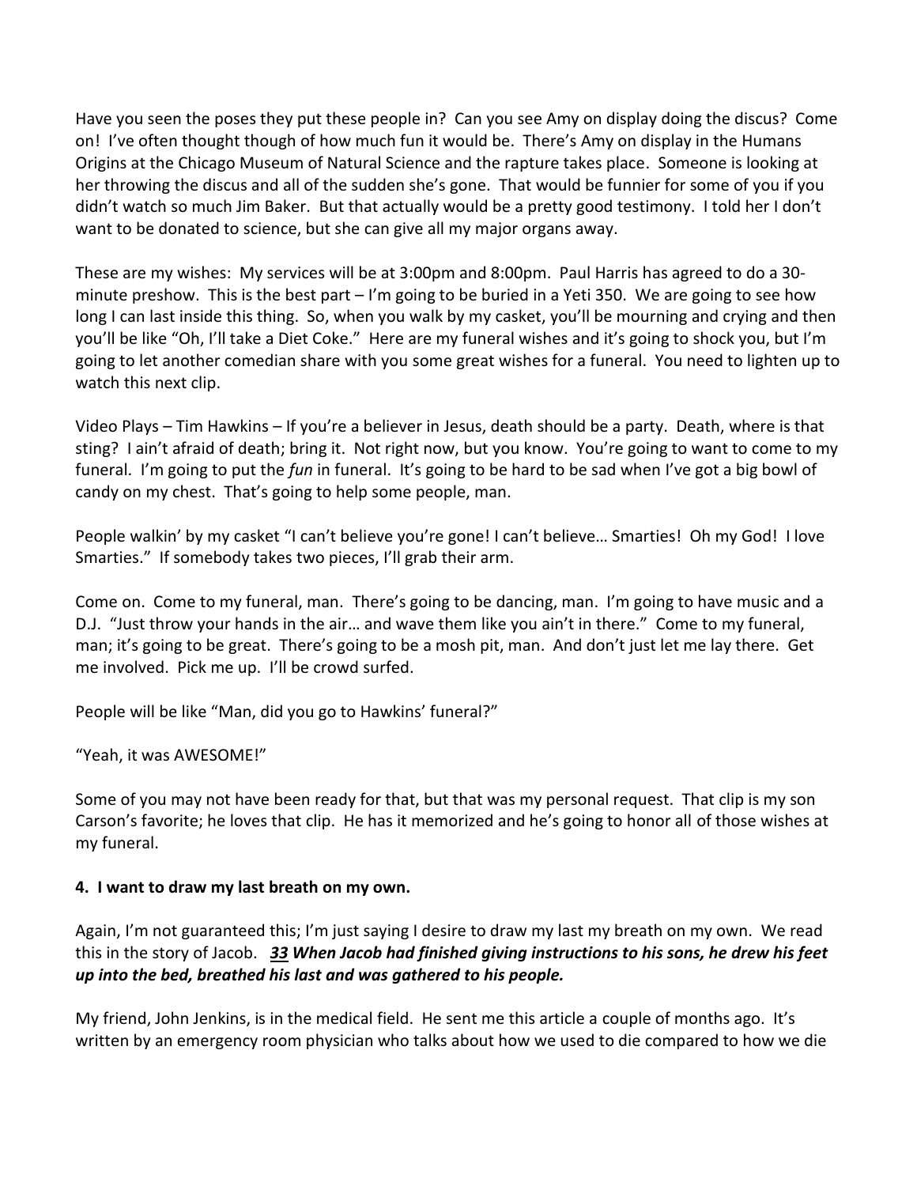Have you seen the poses they put these people in? Can you see Amy on display doing the discus? Come on! I've often thought though of how much fun it would be. There's Amy on display in the Humans Origins at the Chicago Museum of Natural Science and the rapture takes place. Someone is looking at her throwing the discus and all of the sudden she's gone. That would be funnier for some of you if you didn't watch so much Jim Baker. But that actually would be a pretty good testimony. I told her I don't want to be donated to science, but she can give all my major organs away.

These are my wishes: My services will be at 3:00pm and 8:00pm. Paul Harris has agreed to do a 30-minute preshow. This is the best part – I'm going to be buried in a Yeti 350. We are going to see how long I can last inside this thing. So, when you walk by my casket, you'll be mourning and crying and then you'll be like "Oh, I'll take a Diet Coke." Here are my funeral wishes and it's going to shock you, but I'm going to let another comedian share with you some great wishes for a funeral. You need to lighten up to watch this next clip.

Video Plays – Tim Hawkins – If you're a believer in Jesus, death should be a party. Death, where is that sting? I ain't afraid of death; bring it. Not right now, but you know. You're going to want to come to my funeral. I'm going to put the *fun* in funeral. It's going to be hard to be sad when I've got a big bowl of candy on my chest. That's going to help some people, man.

People walkin' by my casket "I can't believe you're gone! I can't believe… Smarties! Oh my God! I love Smarties." If somebody takes two pieces, I'll grab their arm.

Come on. Come to my funeral, man. There's going to be dancing, man. I'm going to have music and a D.J. "Just throw your hands in the air… and wave them like you ain't in there." Come to my funeral, man; it's going to be great. There's going to be a mosh pit, man. And don't just let me lay there. Get me involved. Pick me up. I'll be crowd surfed.

People will be like "Man, did you go to Hawkins' funeral?"

"Yeah, it was AWESOME!"

Some of you may not have been ready for that, but that was my personal request. That clip is my son Carson's favorite; he loves that clip. He has it memorized and he's going to honor all of those wishes at my funeral.

**4. I want to draw my last breath on my own.**

Again, I'm not guaranteed this; I'm just saying I desire to draw my last my breath on my own. We read this in the story of Jacob. ***33 When Jacob had finished giving instructions to his sons, he drew his feet up into the bed, breathed his last and was gathered to his people.***

My friend, John Jenkins, is in the medical field. He sent me this article a couple of months ago. It's written by an emergency room physician who talks about how we used to die compared to how we die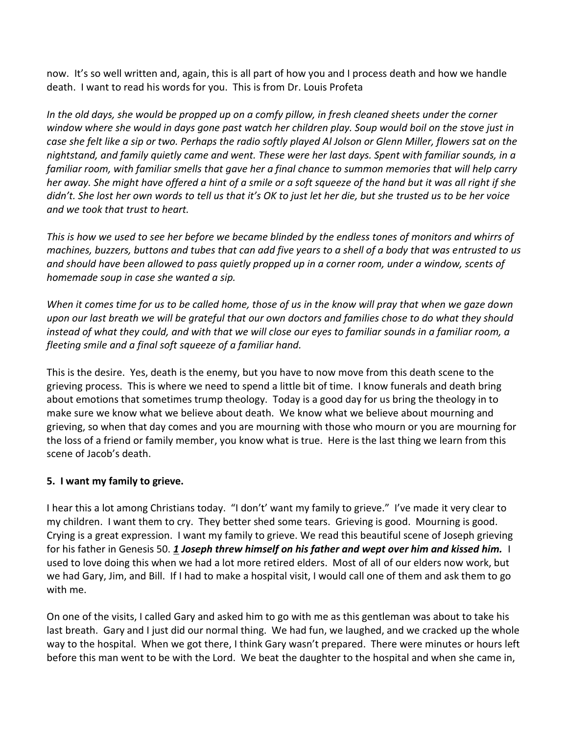now. It's so well written and, again, this is all part of how you and I process death and how we handle death. I want to read his words for you. This is from Dr. Louis Profeta

*In the old days, she would be propped up on a comfy pillow, in fresh cleaned sheets under the corner window where she would in days gone past watch her children play. Soup would boil on the stove just in case she felt like a sip or two. Perhaps the radio softly played Al Jolson or Glenn Miller, flowers sat on the nightstand, and family quietly came and went. These were her last days. Spent with familiar sounds, in a familiar room, with familiar smells that gave her a final chance to summon memories that will help carry her away. She might have offered a hint of a smile or a soft squeeze of the hand but it was all right if she didn't. She lost her own words to tell us that it's OK to just let her die, but she trusted us to be her voice and we took that trust to heart.*

*This is how we used to see her before we became blinded by the endless tones of monitors and whirrs of machines, buzzers, buttons and tubes that can add five years to a shell of a body that was entrusted to us and should have been allowed to pass quietly propped up in a corner room, under a window, scents of homemade soup in case she wanted a sip.*

*When it comes time for us to be called home, those of us in the know will pray that when we gaze down upon our last breath we will be grateful that our own doctors and families chose to do what they should instead of what they could, and with that we will close our eyes to familiar sounds in a familiar room, a fleeting smile and a final soft squeeze of a familiar hand.*

This is the desire. Yes, death is the enemy, but you have to now move from this death scene to the grieving process. This is where we need to spend a little bit of time. I know funerals and death bring about emotions that sometimes trump theology. Today is a good day for us bring the theology in to make sure we know what we believe about death. We know what we believe about mourning and grieving, so when that day comes and you are mourning with those who mourn or you are mourning for the loss of a friend or family member, you know what is true. Here is the last thing we learn from this scene of Jacob's death.

**5. I want my family to grieve.**

I hear this a lot among Christians today. "I don't' want my family to grieve." I've made it very clear to my children. I want them to cry. They better shed some tears. Grieving is good. Mourning is good. Crying is a great expression. I want my family to grieve. We read this beautiful scene of Joseph grieving for his father in Genesis 50. ***1** Joseph threw himself on his father and wept over him and kissed him.* I used to love doing this when we had a lot more retired elders. Most of all of our elders now work, but we had Gary, Jim, and Bill. If I had to make a hospital visit, I would call one of them and ask them to go with me.

On one of the visits, I called Gary and asked him to go with me as this gentleman was about to take his last breath. Gary and I just did our normal thing. We had fun, we laughed, and we cracked up the whole way to the hospital. When we got there, I think Gary wasn't prepared. There were minutes or hours left before this man went to be with the Lord. We beat the daughter to the hospital and when she came in,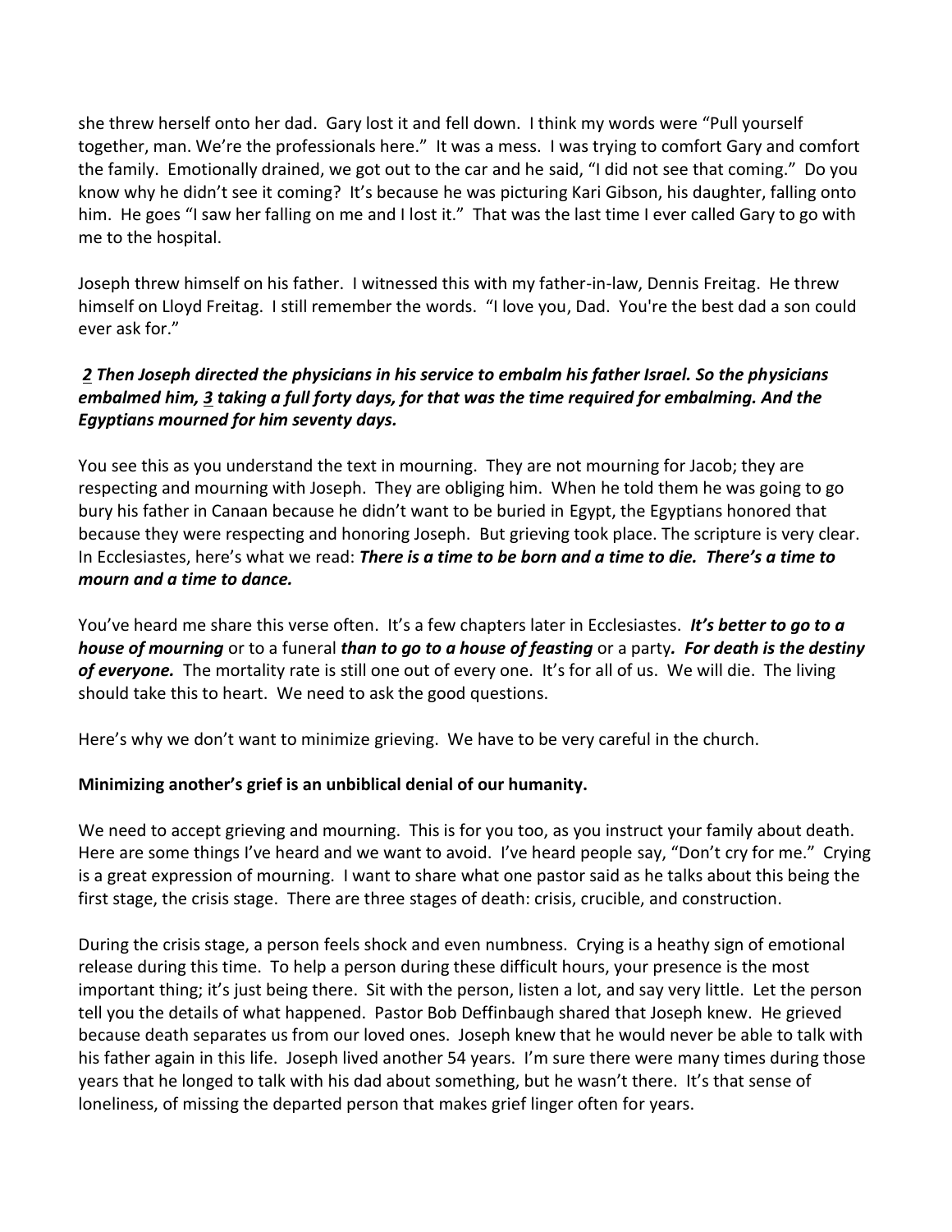she threw herself onto her dad. Gary lost it and fell down. I think my words were "Pull yourself together, man. We're the professionals here." It was a mess. I was trying to comfort Gary and comfort the family. Emotionally drained, we got out to the car and he said, "I did not see that coming." Do you know why he didn't see it coming? It's because he was picturing Kari Gibson, his daughter, falling onto him. He goes "I saw her falling on me and I lost it." That was the last time I ever called Gary to go with me to the hospital.

Joseph threw himself on his father. I witnessed this with my father-in-law, Dennis Freitag. He threw himself on Lloyd Freitag. I still remember the words. "I love you, Dad. You're the best dad a son could ever ask for."

***2 Then Joseph directed the physicians in his service to embalm his father Israel. So the physicians embalmed him, 3 taking a full forty days, for that was the time required for embalming. And the Egyptians mourned for him seventy days.***

You see this as you understand the text in mourning. They are not mourning for Jacob; they are respecting and mourning with Joseph. They are obliging him. When he told them he was going to go bury his father in Canaan because he didn't want to be buried in Egypt, the Egyptians honored that because they were respecting and honoring Joseph. But grieving took place. The scripture is very clear. In Ecclesiastes, here's what we read: ***There is a time to be born and a time to die. There's a time to mourn and a time to dance.***

You've heard me share this verse often. It's a few chapters later in Ecclesiastes. ***It's better to go to a house of mourning*** or to a funeral ***than to go to a house of feasting*** or a party***. For death is the destiny of everyone.*** The mortality rate is still one out of every one. It's for all of us. We will die. The living should take this to heart. We need to ask the good questions.

Here's why we don't want to minimize grieving. We have to be very careful in the church.

**Minimizing another's grief is an unbiblical denial of our humanity.**

We need to accept grieving and mourning. This is for you too, as you instruct your family about death. Here are some things I've heard and we want to avoid. I've heard people say, "Don't cry for me." Crying is a great expression of mourning. I want to share what one pastor said as he talks about this being the first stage, the crisis stage. There are three stages of death: crisis, crucible, and construction.

During the crisis stage, a person feels shock and even numbness. Crying is a heathy sign of emotional release during this time. To help a person during these difficult hours, your presence is the most important thing; it's just being there. Sit with the person, listen a lot, and say very little. Let the person tell you the details of what happened. Pastor Bob Deffinbaugh shared that Joseph knew. He grieved because death separates us from our loved ones. Joseph knew that he would never be able to talk with his father again in this life. Joseph lived another 54 years. I'm sure there were many times during those years that he longed to talk with his dad about something, but he wasn't there. It's that sense of loneliness, of missing the departed person that makes grief linger often for years.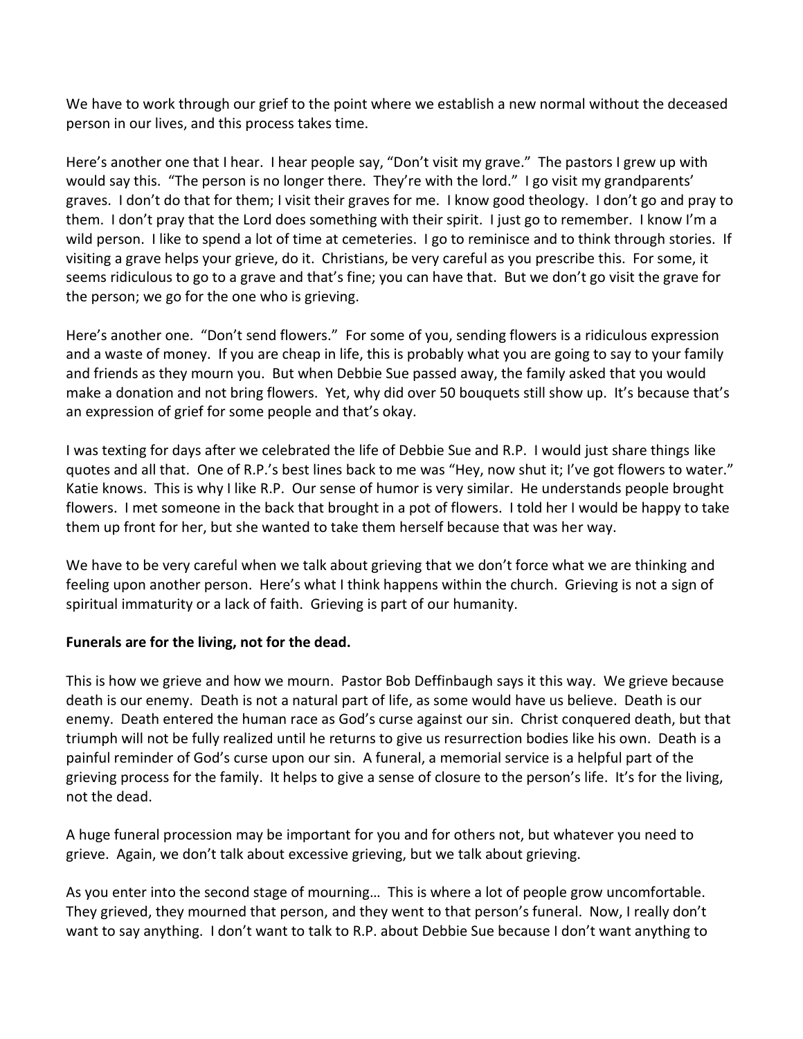We have to work through our grief to the point where we establish a new normal without the deceased person in our lives, and this process takes time.

Here's another one that I hear. I hear people say, "Don't visit my grave." The pastors I grew up with would say this. "The person is no longer there. They're with the lord." I go visit my grandparents' graves. I don't do that for them; I visit their graves for me. I know good theology. I don't go and pray to them. I don't pray that the Lord does something with their spirit. I just go to remember. I know I'm a wild person. I like to spend a lot of time at cemeteries. I go to reminisce and to think through stories. If visiting a grave helps your grieve, do it. Christians, be very careful as you prescribe this. For some, it seems ridiculous to go to a grave and that's fine; you can have that. But we don't go visit the grave for the person; we go for the one who is grieving.

Here's another one. "Don't send flowers." For some of you, sending flowers is a ridiculous expression and a waste of money. If you are cheap in life, this is probably what you are going to say to your family and friends as they mourn you. But when Debbie Sue passed away, the family asked that you would make a donation and not bring flowers. Yet, why did over 50 bouquets still show up. It's because that's an expression of grief for some people and that's okay.

I was texting for days after we celebrated the life of Debbie Sue and R.P. I would just share things like quotes and all that. One of R.P.'s best lines back to me was "Hey, now shut it; I've got flowers to water." Katie knows. This is why I like R.P. Our sense of humor is very similar. He understands people brought flowers. I met someone in the back that brought in a pot of flowers. I told her I would be happy to take them up front for her, but she wanted to take them herself because that was her way.

We have to be very careful when we talk about grieving that we don't force what we are thinking and feeling upon another person. Here's what I think happens within the church. Grieving is not a sign of spiritual immaturity or a lack of faith. Grieving is part of our humanity.

**Funerals are for the living, not for the dead.**

This is how we grieve and how we mourn. Pastor Bob Deffinbaugh says it this way. We grieve because death is our enemy. Death is not a natural part of life, as some would have us believe. Death is our enemy. Death entered the human race as God's curse against our sin. Christ conquered death, but that triumph will not be fully realized until he returns to give us resurrection bodies like his own. Death is a painful reminder of God's curse upon our sin. A funeral, a memorial service is a helpful part of the grieving process for the family. It helps to give a sense of closure to the person's life. It's for the living, not the dead.

A huge funeral procession may be important for you and for others not, but whatever you need to grieve. Again, we don't talk about excessive grieving, but we talk about grieving.

As you enter into the second stage of mourning… This is where a lot of people grow uncomfortable. They grieved, they mourned that person, and they went to that person's funeral. Now, I really don't want to say anything. I don't want to talk to R.P. about Debbie Sue because I don't want anything to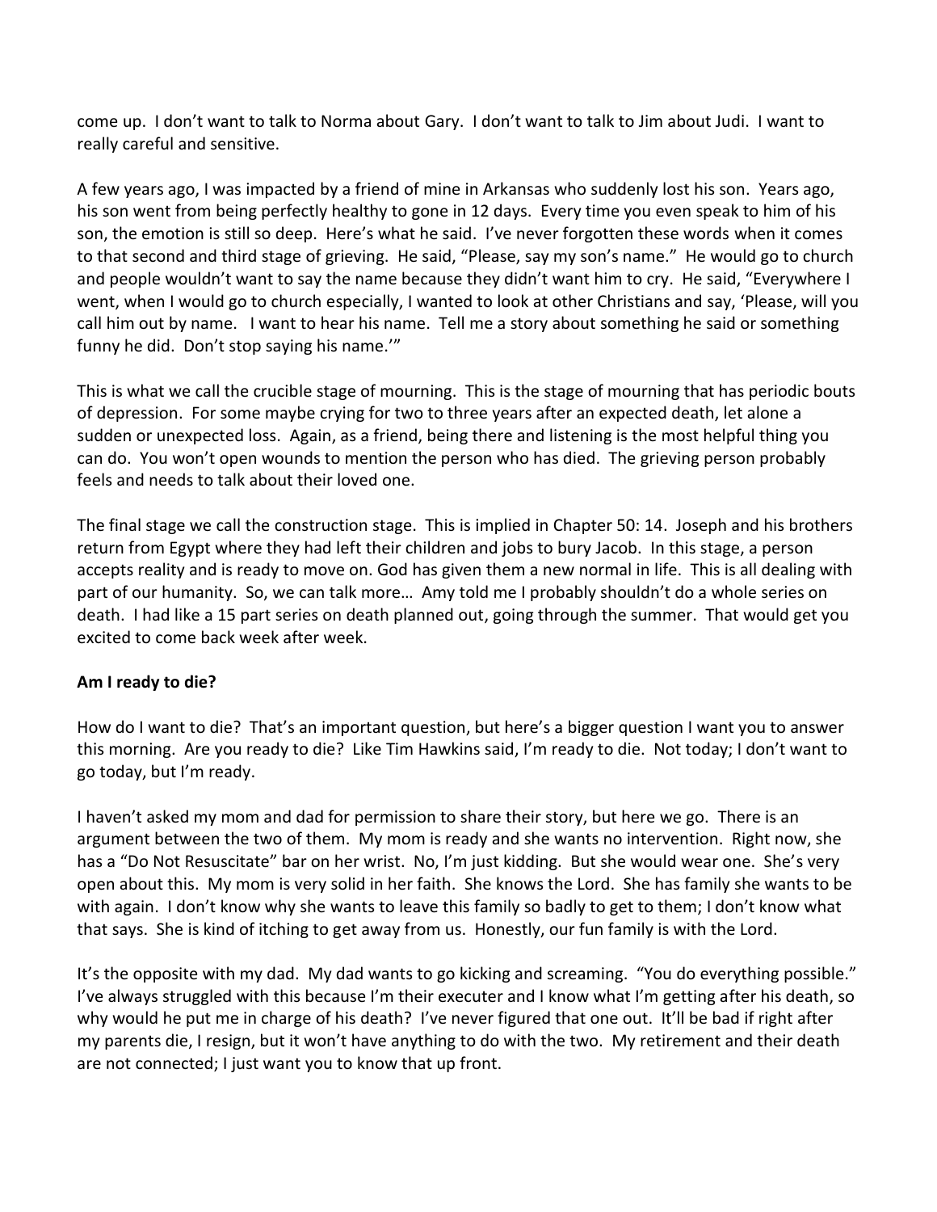come up. I don't want to talk to Norma about Gary. I don't want to talk to Jim about Judi. I want to really careful and sensitive.

A few years ago, I was impacted by a friend of mine in Arkansas who suddenly lost his son. Years ago, his son went from being perfectly healthy to gone in 12 days. Every time you even speak to him of his son, the emotion is still so deep. Here's what he said. I've never forgotten these words when it comes to that second and third stage of grieving. He said, "Please, say my son's name." He would go to church and people wouldn't want to say the name because they didn't want him to cry. He said, "Everywhere I went, when I would go to church especially, I wanted to look at other Christians and say, 'Please, will you call him out by name. I want to hear his name. Tell me a story about something he said or something funny he did. Don't stop saying his name.'"

This is what we call the crucible stage of mourning. This is the stage of mourning that has periodic bouts of depression. For some maybe crying for two to three years after an expected death, let alone a sudden or unexpected loss. Again, as a friend, being there and listening is the most helpful thing you can do. You won't open wounds to mention the person who has died. The grieving person probably feels and needs to talk about their loved one.

The final stage we call the construction stage. This is implied in Chapter 50: 14. Joseph and his brothers return from Egypt where they had left their children and jobs to bury Jacob. In this stage, a person accepts reality and is ready to move on. God has given them a new normal in life. This is all dealing with part of our humanity. So, we can talk more… Amy told me I probably shouldn't do a whole series on death. I had like a 15 part series on death planned out, going through the summer. That would get you excited to come back week after week.

**Am I ready to die?**

How do I want to die? That's an important question, but here's a bigger question I want you to answer this morning. Are you ready to die? Like Tim Hawkins said, I'm ready to die. Not today; I don't want to go today, but I'm ready.

I haven't asked my mom and dad for permission to share their story, but here we go. There is an argument between the two of them. My mom is ready and she wants no intervention. Right now, she has a "Do Not Resuscitate" bar on her wrist. No, I'm just kidding. But she would wear one. She's very open about this. My mom is very solid in her faith. She knows the Lord. She has family she wants to be with again. I don't know why she wants to leave this family so badly to get to them; I don't know what that says. She is kind of itching to get away from us. Honestly, our fun family is with the Lord.

It's the opposite with my dad. My dad wants to go kicking and screaming. "You do everything possible." I've always struggled with this because I'm their executer and I know what I'm getting after his death, so why would he put me in charge of his death? I've never figured that one out. It'll be bad if right after my parents die, I resign, but it won't have anything to do with the two. My retirement and their death are not connected; I just want you to know that up front.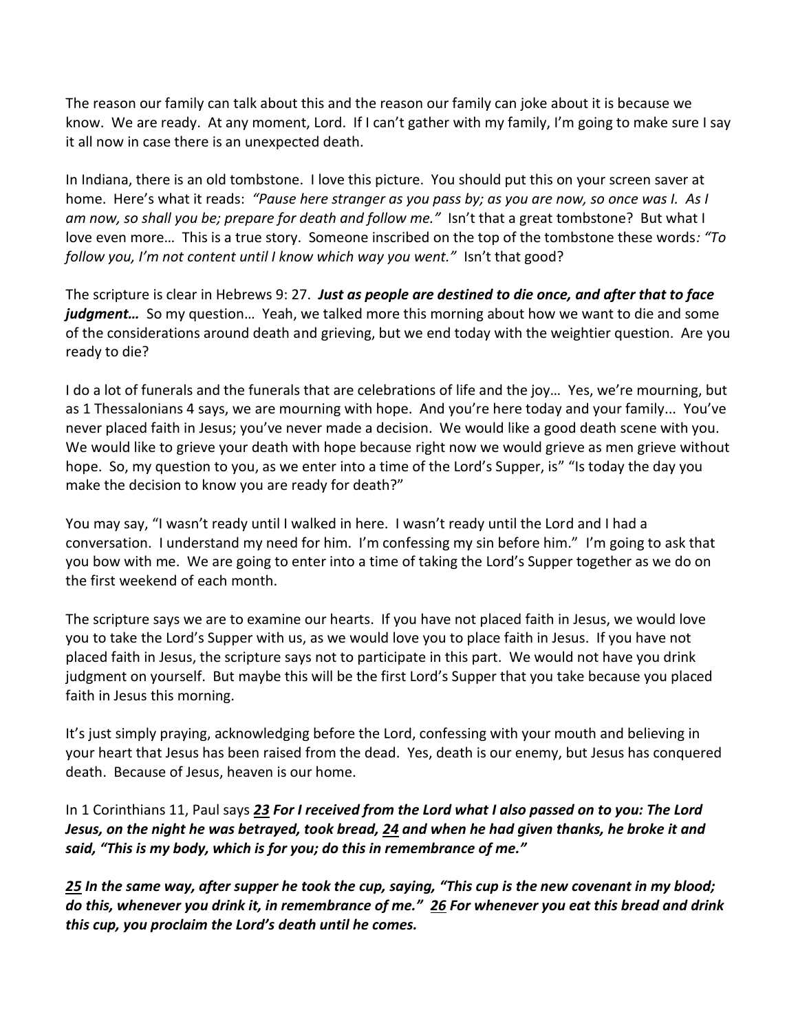The reason our family can talk about this and the reason our family can joke about it is because we know. We are ready. At any moment, Lord. If I can't gather with my family, I'm going to make sure I say it all now in case there is an unexpected death.

In Indiana, there is an old tombstone. I love this picture. You should put this on your screen saver at home. Here's what it reads: *"Pause here stranger as you pass by; as you are now, so once was I. As I am now, so shall you be; prepare for death and follow me."* Isn't that a great tombstone? But what I love even more… This is a true story. Someone inscribed on the top of the tombstone these words*: "To follow you, I'm not content until I know which way you went."* Isn't that good?

The scripture is clear in Hebrews 9: 27. ***Just as people are destined to die once, and after that to face judgment…*** So my question… Yeah, we talked more this morning about how we want to die and some of the considerations around death and grieving, but we end today with the weightier question. Are you ready to die?

I do a lot of funerals and the funerals that are celebrations of life and the joy… Yes, we're mourning, but as 1 Thessalonians 4 says, we are mourning with hope. And you're here today and your family... You've never placed faith in Jesus; you've never made a decision. We would like a good death scene with you. We would like to grieve your death with hope because right now we would grieve as men grieve without hope. So, my question to you, as we enter into a time of the Lord's Supper, is" "Is today the day you make the decision to know you are ready for death?"

You may say, "I wasn't ready until I walked in here. I wasn't ready until the Lord and I had a conversation. I understand my need for him. I'm confessing my sin before him." I'm going to ask that you bow with me. We are going to enter into a time of taking the Lord's Supper together as we do on the first weekend of each month.

The scripture says we are to examine our hearts. If you have not placed faith in Jesus, we would love you to take the Lord's Supper with us, as we would love you to place faith in Jesus. If you have not placed faith in Jesus, the scripture says not to participate in this part. We would not have you drink judgment on yourself. But maybe this will be the first Lord's Supper that you take because you placed faith in Jesus this morning.

It's just simply praying, acknowledging before the Lord, confessing with your mouth and believing in your heart that Jesus has been raised from the dead. Yes, death is our enemy, but Jesus has conquered death. Because of Jesus, heaven is our home.

In 1 Corinthians 11, Paul says ***23 For I received from the Lord what I also passed on to you: The Lord Jesus, on the night he was betrayed, took bread, 24 and when he had given thanks, he broke it and said, "This is my body, which is for you; do this in remembrance of me."***

***25 In the same way, after supper he took the cup, saying, "This cup is the new covenant in my blood; do this, whenever you drink it, in remembrance of me." 26 For whenever you eat this bread and drink this cup, you proclaim the Lord's death until he comes.***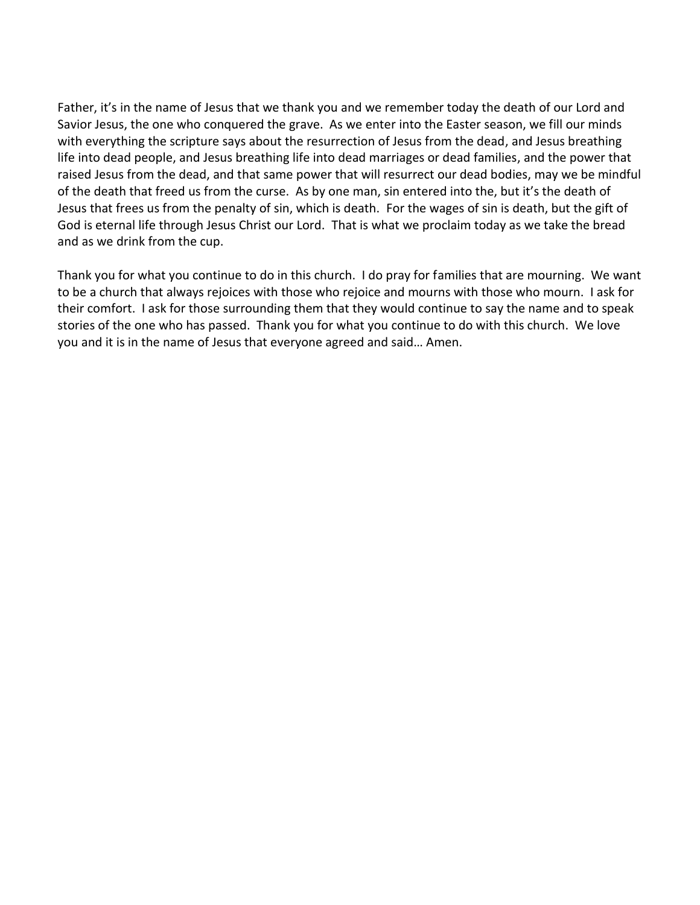Father, it's in the name of Jesus that we thank you and we remember today the death of our Lord and Savior Jesus, the one who conquered the grave. As we enter into the Easter season, we fill our minds with everything the scripture says about the resurrection of Jesus from the dead, and Jesus breathing life into dead people, and Jesus breathing life into dead marriages or dead families, and the power that raised Jesus from the dead, and that same power that will resurrect our dead bodies, may we be mindful of the death that freed us from the curse. As by one man, sin entered into the, but it's the death of Jesus that frees us from the penalty of sin, which is death. For the wages of sin is death, but the gift of God is eternal life through Jesus Christ our Lord. That is what we proclaim today as we take the bread and as we drink from the cup.

Thank you for what you continue to do in this church. I do pray for families that are mourning. We want to be a church that always rejoices with those who rejoice and mourns with those who mourn. I ask for their comfort. I ask for those surrounding them that they would continue to say the name and to speak stories of the one who has passed. Thank you for what you continue to do with this church. We love you and it is in the name of Jesus that everyone agreed and said… Amen.